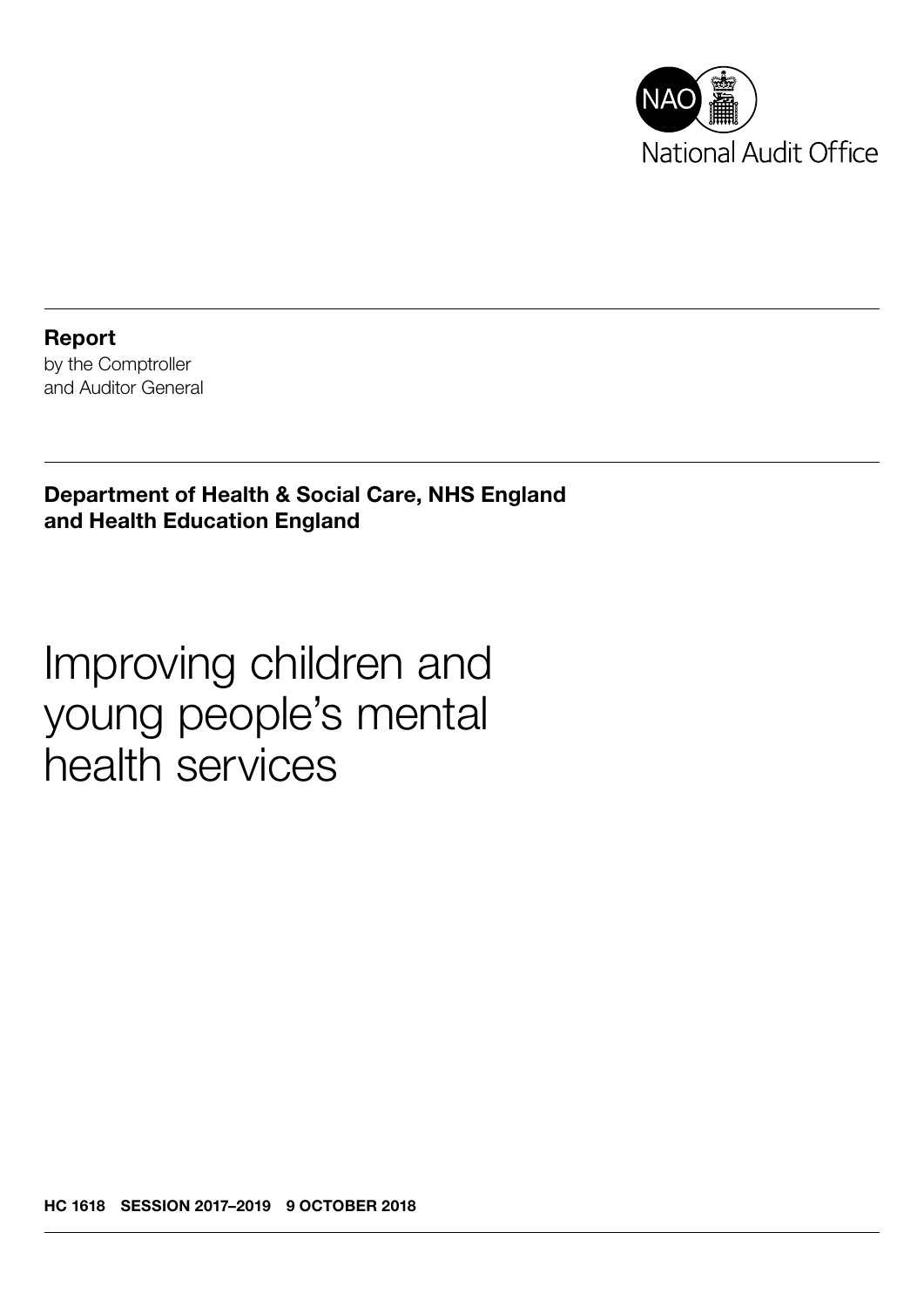National Audit Office

**Report**
by the Comptroller
and Auditor General

**Department of Health & Social Care, NHS England and Health Education England**

# Improving children and young people's mental health services

**HC 1618 SESSION 2017–2019 9 OCTOBER 2018**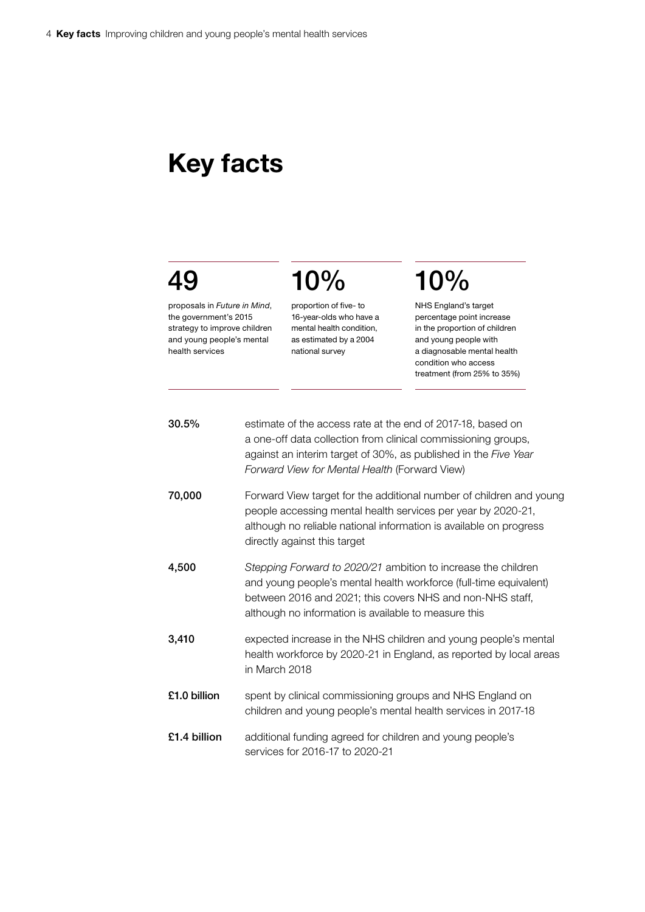# Key facts

**49**

proposals in *Future in Mind*, the government's 2015 strategy to improve children and young people's mental health services

**10%**

proportion of five- to 16-year-olds who have a mental health condition, as estimated by a 2004 national survey

**10%**

NHS England's target percentage point increase in the proportion of children and young people with a diagnosable mental health condition who access treatment (from 25% to 35%)

**30.5%** estimate of the access rate at the end of 2017-18, based on a one-off data collection from clinical commissioning groups, against an interim target of 30%, as published in the *Five Year Forward View for Mental Health* (Forward View)

**70,000** Forward View target for the additional number of children and young people accessing mental health services per year by 2020-21, although no reliable national information is available on progress directly against this target

**4,500** *Stepping Forward to 2020/21* ambition to increase the children and young people's mental health workforce (full-time equivalent) between 2016 and 2021; this covers NHS and non-NHS staff, although no information is available to measure this

**3,410** expected increase in the NHS children and young people's mental health workforce by 2020-21 in England, as reported by local areas in March 2018

**£1.0 billion** spent by clinical commissioning groups and NHS England on children and young people's mental health services in 2017-18

**£1.4 billion** additional funding agreed for children and young people's services for 2016-17 to 2020-21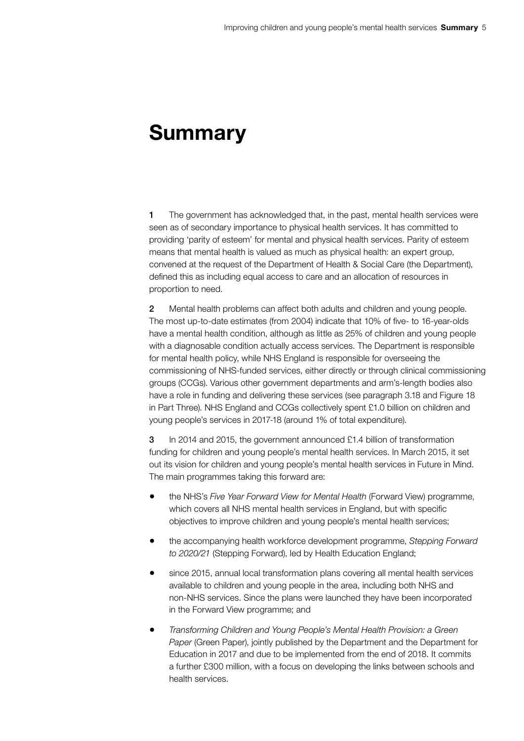# Summary

**1** The government has acknowledged that, in the past, mental health services were seen as of secondary importance to physical health services. It has committed to providing 'parity of esteem' for mental and physical health services. Parity of esteem means that mental health is valued as much as physical health: an expert group, convened at the request of the Department of Health & Social Care (the Department), defined this as including equal access to care and an allocation of resources in proportion to need.

**2** Mental health problems can affect both adults and children and young people. The most up-to-date estimates (from 2004) indicate that 10% of five- to 16-year-olds have a mental health condition, although as little as 25% of children and young people with a diagnosable condition actually access services. The Department is responsible for mental health policy, while NHS England is responsible for overseeing the commissioning of NHS-funded services, either directly or through clinical commissioning groups (CCGs). Various other government departments and arm's-length bodies also have a role in funding and delivering these services (see paragraph 3.18 and Figure 18 in Part Three). NHS England and CCGs collectively spent £1.0 billion on children and young people's services in 2017-18 (around 1% of total expenditure).

**3** In 2014 and 2015, the government announced £1.4 billion of transformation funding for children and young people's mental health services. In March 2015, it set out its vision for children and young people's mental health services in Future in Mind. The main programmes taking this forward are:

- the NHS's *Five Year Forward View for Mental Health* (Forward View) programme, which covers all NHS mental health services in England, but with specific objectives to improve children and young people's mental health services;
- the accompanying health workforce development programme, *Stepping Forward to 2020/21* (Stepping Forward), led by Health Education England;
- since 2015, annual local transformation plans covering all mental health services available to children and young people in the area, including both NHS and non-NHS services. Since the plans were launched they have been incorporated in the Forward View programme; and
- *Transforming Children and Young People's Mental Health Provision: a Green Paper* (Green Paper), jointly published by the Department and the Department for Education in 2017 and due to be implemented from the end of 2018. It commits a further £300 million, with a focus on developing the links between schools and health services.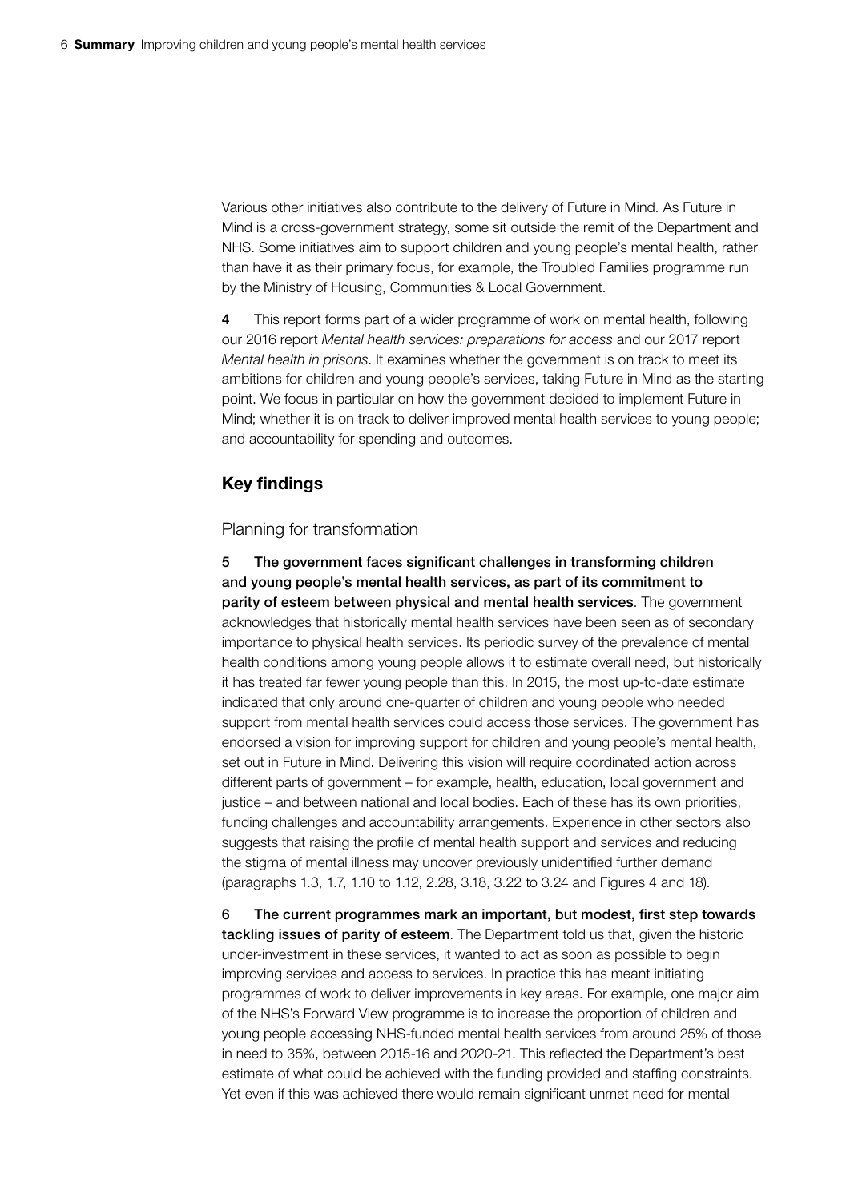Various other initiatives also contribute to the delivery of Future in Mind. As Future in Mind is a cross-government strategy, some sit outside the remit of the Department and NHS. Some initiatives aim to support children and young people's mental health, rather than have it as their primary focus, for example, the Troubled Families programme run by the Ministry of Housing, Communities & Local Government.

**4** This report forms part of a wider programme of work on mental health, following our 2016 report *Mental health services: preparations for access* and our 2017 report *Mental health in prisons*. It examines whether the government is on track to meet its ambitions for children and young people's services, taking Future in Mind as the starting point. We focus in particular on how the government decided to implement Future in Mind; whether it is on track to deliver improved mental health services to young people; and accountability for spending and outcomes.

## Key findings

### Planning for transformation

**5 The government faces significant challenges in transforming children and young people's mental health services, as part of its commitment to parity of esteem between physical and mental health services**. The government acknowledges that historically mental health services have been seen as of secondary importance to physical health services. Its periodic survey of the prevalence of mental health conditions among young people allows it to estimate overall need, but historically it has treated far fewer young people than this. In 2015, the most up-to-date estimate indicated that only around one-quarter of children and young people who needed support from mental health services could access those services. The government has endorsed a vision for improving support for children and young people's mental health, set out in Future in Mind. Delivering this vision will require coordinated action across different parts of government – for example, health, education, local government and justice – and between national and local bodies. Each of these has its own priorities, funding challenges and accountability arrangements. Experience in other sectors also suggests that raising the profile of mental health support and services and reducing the stigma of mental illness may uncover previously unidentified further demand (paragraphs 1.3, 1.7, 1.10 to 1.12, 2.28, 3.18, 3.22 to 3.24 and Figures 4 and 18).

**6 The current programmes mark an important, but modest, first step towards tackling issues of parity of esteem**. The Department told us that, given the historic under-investment in these services, it wanted to act as soon as possible to begin improving services and access to services. In practice this has meant initiating programmes of work to deliver improvements in key areas. For example, one major aim of the NHS's Forward View programme is to increase the proportion of children and young people accessing NHS-funded mental health services from around 25% of those in need to 35%, between 2015-16 and 2020-21. This reflected the Department's best estimate of what could be achieved with the funding provided and staffing constraints. Yet even if this was achieved there would remain significant unmet need for mental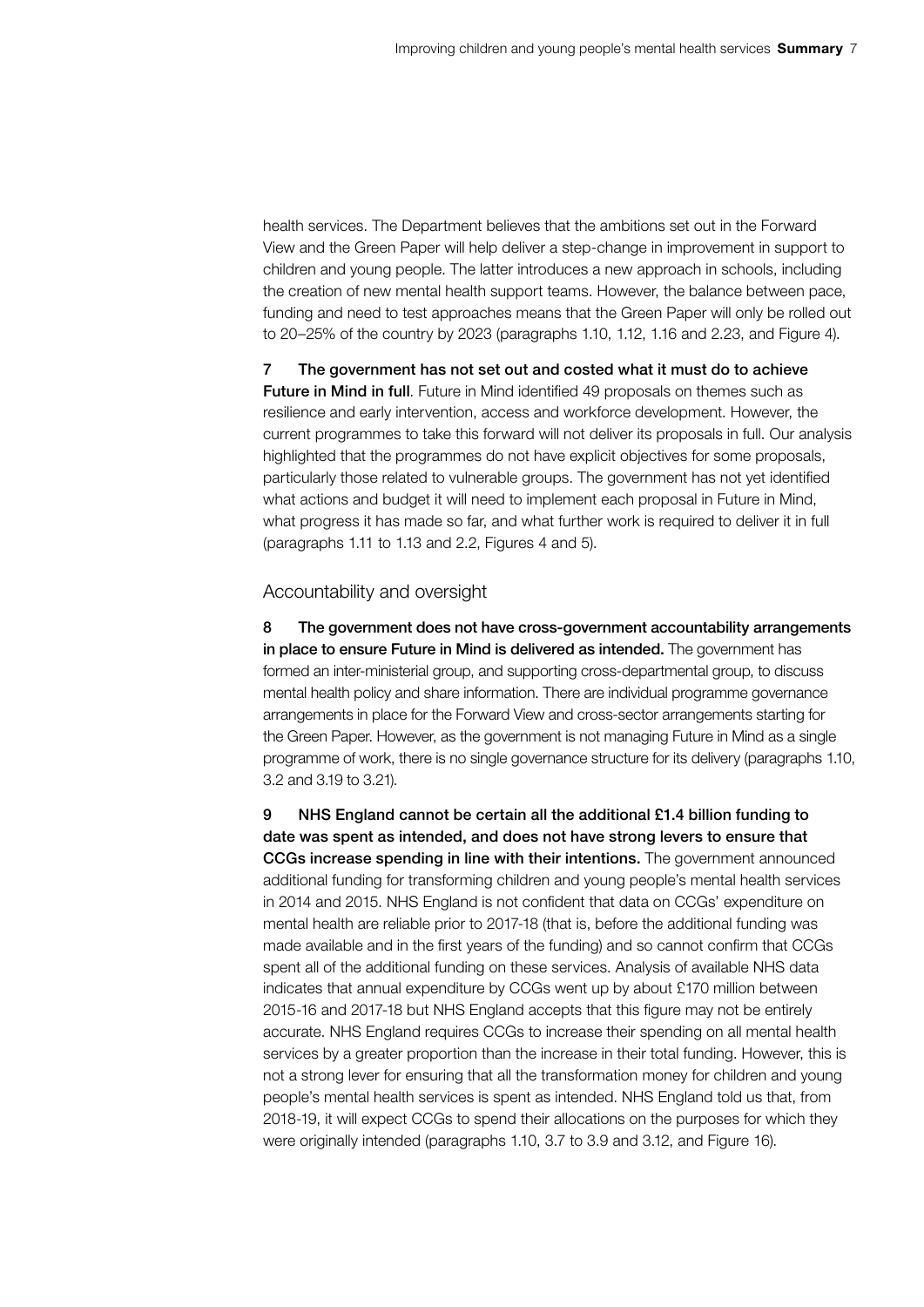health services. The Department believes that the ambitions set out in the Forward View and the Green Paper will help deliver a step-change in improvement in support to children and young people. The latter introduces a new approach in schools, including the creation of new mental health support teams. However, the balance between pace, funding and need to test approaches means that the Green Paper will only be rolled out to 20–25% of the country by 2023 (paragraphs 1.10, 1.12, 1.16 and 2.23, and Figure 4).

7 **The government has not set out and costed what it must do to achieve Future in Mind in full**. Future in Mind identified 49 proposals on themes such as resilience and early intervention, access and workforce development. However, the current programmes to take this forward will not deliver its proposals in full. Our analysis highlighted that the programmes do not have explicit objectives for some proposals, particularly those related to vulnerable groups. The government has not yet identified what actions and budget it will need to implement each proposal in Future in Mind, what progress it has made so far, and what further work is required to deliver it in full (paragraphs 1.11 to 1.13 and 2.2, Figures 4 and 5).

## Accountability and oversight

8 **The government does not have cross-government accountability arrangements in place to ensure Future in Mind is delivered as intended.** The government has formed an inter-ministerial group, and supporting cross-departmental group, to discuss mental health policy and share information. There are individual programme governance arrangements in place for the Forward View and cross-sector arrangements starting for the Green Paper. However, as the government is not managing Future in Mind as a single programme of work, there is no single governance structure for its delivery (paragraphs 1.10, 3.2 and 3.19 to 3.21).

9 **NHS England cannot be certain all the additional £1.4 billion funding to date was spent as intended, and does not have strong levers to ensure that CCGs increase spending in line with their intentions.** The government announced additional funding for transforming children and young people's mental health services in 2014 and 2015. NHS England is not confident that data on CCGs' expenditure on mental health are reliable prior to 2017-18 (that is, before the additional funding was made available and in the first years of the funding) and so cannot confirm that CCGs spent all of the additional funding on these services. Analysis of available NHS data indicates that annual expenditure by CCGs went up by about £170 million between 2015-16 and 2017-18 but NHS England accepts that this figure may not be entirely accurate. NHS England requires CCGs to increase their spending on all mental health services by a greater proportion than the increase in their total funding. However, this is not a strong lever for ensuring that all the transformation money for children and young people's mental health services is spent as intended. NHS England told us that, from 2018-19, it will expect CCGs to spend their allocations on the purposes for which they were originally intended (paragraphs 1.10, 3.7 to 3.9 and 3.12, and Figure 16).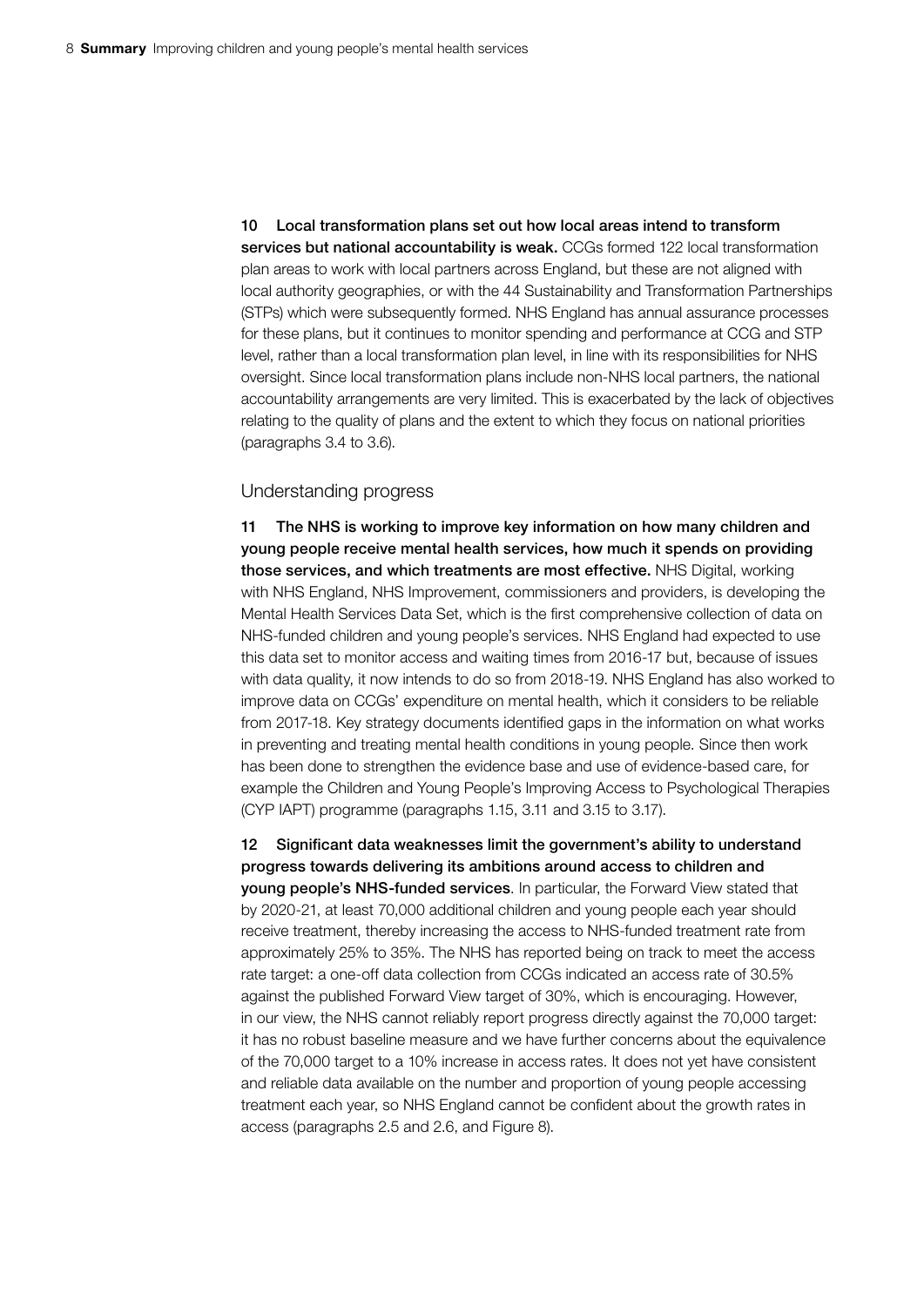**10 Local transformation plans set out how local areas intend to transform services but national accountability is weak.** CCGs formed 122 local transformation plan areas to work with local partners across England, but these are not aligned with local authority geographies, or with the 44 Sustainability and Transformation Partnerships (STPs) which were subsequently formed. NHS England has annual assurance processes for these plans, but it continues to monitor spending and performance at CCG and STP level, rather than a local transformation plan level, in line with its responsibilities for NHS oversight. Since local transformation plans include non-NHS local partners, the national accountability arrangements are very limited. This is exacerbated by the lack of objectives relating to the quality of plans and the extent to which they focus on national priorities (paragraphs 3.4 to 3.6).

## Understanding progress

**11 The NHS is working to improve key information on how many children and young people receive mental health services, how much it spends on providing those services, and which treatments are most effective.** NHS Digital, working with NHS England, NHS Improvement, commissioners and providers, is developing the Mental Health Services Data Set, which is the first comprehensive collection of data on NHS-funded children and young people's services. NHS England had expected to use this data set to monitor access and waiting times from 2016-17 but, because of issues with data quality, it now intends to do so from 2018-19. NHS England has also worked to improve data on CCGs' expenditure on mental health, which it considers to be reliable from 2017-18. Key strategy documents identified gaps in the information on what works in preventing and treating mental health conditions in young people. Since then work has been done to strengthen the evidence base and use of evidence-based care, for example the Children and Young People's Improving Access to Psychological Therapies (CYP IAPT) programme (paragraphs 1.15, 3.11 and 3.15 to 3.17).

**12 Significant data weaknesses limit the government's ability to understand progress towards delivering its ambitions around access to children and young people's NHS-funded services**. In particular, the Forward View stated that by 2020-21, at least 70,000 additional children and young people each year should receive treatment, thereby increasing the access to NHS-funded treatment rate from approximately 25% to 35%. The NHS has reported being on track to meet the access rate target: a one-off data collection from CCGs indicated an access rate of 30.5% against the published Forward View target of 30%, which is encouraging. However, in our view, the NHS cannot reliably report progress directly against the 70,000 target: it has no robust baseline measure and we have further concerns about the equivalence of the 70,000 target to a 10% increase in access rates. It does not yet have consistent and reliable data available on the number and proportion of young people accessing treatment each year, so NHS England cannot be confident about the growth rates in access (paragraphs 2.5 and 2.6, and Figure 8).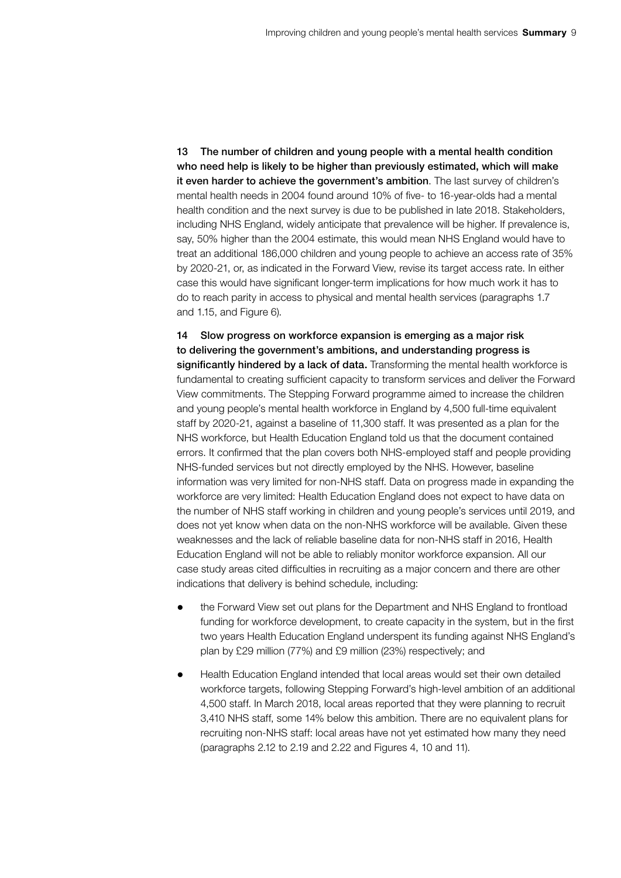**13 The number of children and young people with a mental health condition who need help is likely to be higher than previously estimated, which will make it even harder to achieve the government's ambition**. The last survey of children's mental health needs in 2004 found around 10% of five- to 16-year-olds had a mental health condition and the next survey is due to be published in late 2018. Stakeholders, including NHS England, widely anticipate that prevalence will be higher. If prevalence is, say, 50% higher than the 2004 estimate, this would mean NHS England would have to treat an additional 186,000 children and young people to achieve an access rate of 35% by 2020-21, or, as indicated in the Forward View, revise its target access rate. In either case this would have significant longer-term implications for how much work it has to do to reach parity in access to physical and mental health services (paragraphs 1.7 and 1.15, and Figure 6).

**14 Slow progress on workforce expansion is emerging as a major risk to delivering the government's ambitions, and understanding progress is significantly hindered by a lack of data.** Transforming the mental health workforce is fundamental to creating sufficient capacity to transform services and deliver the Forward View commitments. The Stepping Forward programme aimed to increase the children and young people's mental health workforce in England by 4,500 full-time equivalent staff by 2020-21, against a baseline of 11,300 staff. It was presented as a plan for the NHS workforce, but Health Education England told us that the document contained errors. It confirmed that the plan covers both NHS-employed staff and people providing NHS-funded services but not directly employed by the NHS. However, baseline information was very limited for non-NHS staff. Data on progress made in expanding the workforce are very limited: Health Education England does not expect to have data on the number of NHS staff working in children and young people's services until 2019, and does not yet know when data on the non-NHS workforce will be available. Given these weaknesses and the lack of reliable baseline data for non-NHS staff in 2016, Health Education England will not be able to reliably monitor workforce expansion. All our case study areas cited difficulties in recruiting as a major concern and there are other indications that delivery is behind schedule, including:

- the Forward View set out plans for the Department and NHS England to frontload funding for workforce development, to create capacity in the system, but in the first two years Health Education England underspent its funding against NHS England's plan by £29 million (77%) and £9 million (23%) respectively; and
- Health Education England intended that local areas would set their own detailed workforce targets, following Stepping Forward's high-level ambition of an additional 4,500 staff. In March 2018, local areas reported that they were planning to recruit 3,410 NHS staff, some 14% below this ambition. There are no equivalent plans for recruiting non-NHS staff: local areas have not yet estimated how many they need (paragraphs 2.12 to 2.19 and 2.22 and Figures 4, 10 and 11).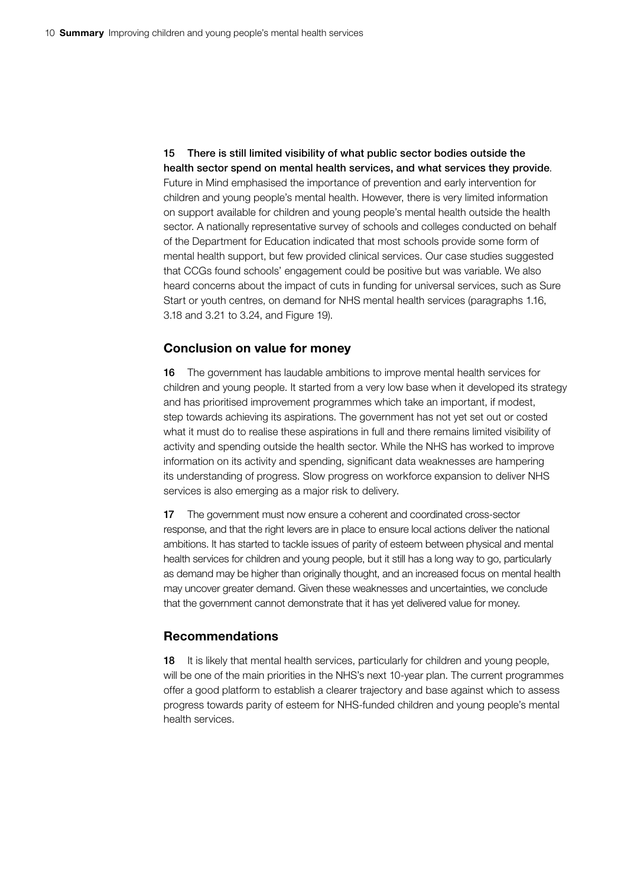**15 There is still limited visibility of what public sector bodies outside the health sector spend on mental health services, and what services they provide**. Future in Mind emphasised the importance of prevention and early intervention for children and young people's mental health. However, there is very limited information on support available for children and young people's mental health outside the health sector. A nationally representative survey of schools and colleges conducted on behalf of the Department for Education indicated that most schools provide some form of mental health support, but few provided clinical services. Our case studies suggested that CCGs found schools' engagement could be positive but was variable. We also heard concerns about the impact of cuts in funding for universal services, such as Sure Start or youth centres, on demand for NHS mental health services (paragraphs 1.16, 3.18 and 3.21 to 3.24, and Figure 19).

## Conclusion on value for money

**16** The government has laudable ambitions to improve mental health services for children and young people. It started from a very low base when it developed its strategy and has prioritised improvement programmes which take an important, if modest, step towards achieving its aspirations. The government has not yet set out or costed what it must do to realise these aspirations in full and there remains limited visibility of activity and spending outside the health sector. While the NHS has worked to improve information on its activity and spending, significant data weaknesses are hampering its understanding of progress. Slow progress on workforce expansion to deliver NHS services is also emerging as a major risk to delivery.

**17** The government must now ensure a coherent and coordinated cross-sector response, and that the right levers are in place to ensure local actions deliver the national ambitions. It has started to tackle issues of parity of esteem between physical and mental health services for children and young people, but it still has a long way to go, particularly as demand may be higher than originally thought, and an increased focus on mental health may uncover greater demand. Given these weaknesses and uncertainties, we conclude that the government cannot demonstrate that it has yet delivered value for money.

## Recommendations

**18** It is likely that mental health services, particularly for children and young people, will be one of the main priorities in the NHS's next 10-year plan. The current programmes offer a good platform to establish a clearer trajectory and base against which to assess progress towards parity of esteem for NHS-funded children and young people's mental health services.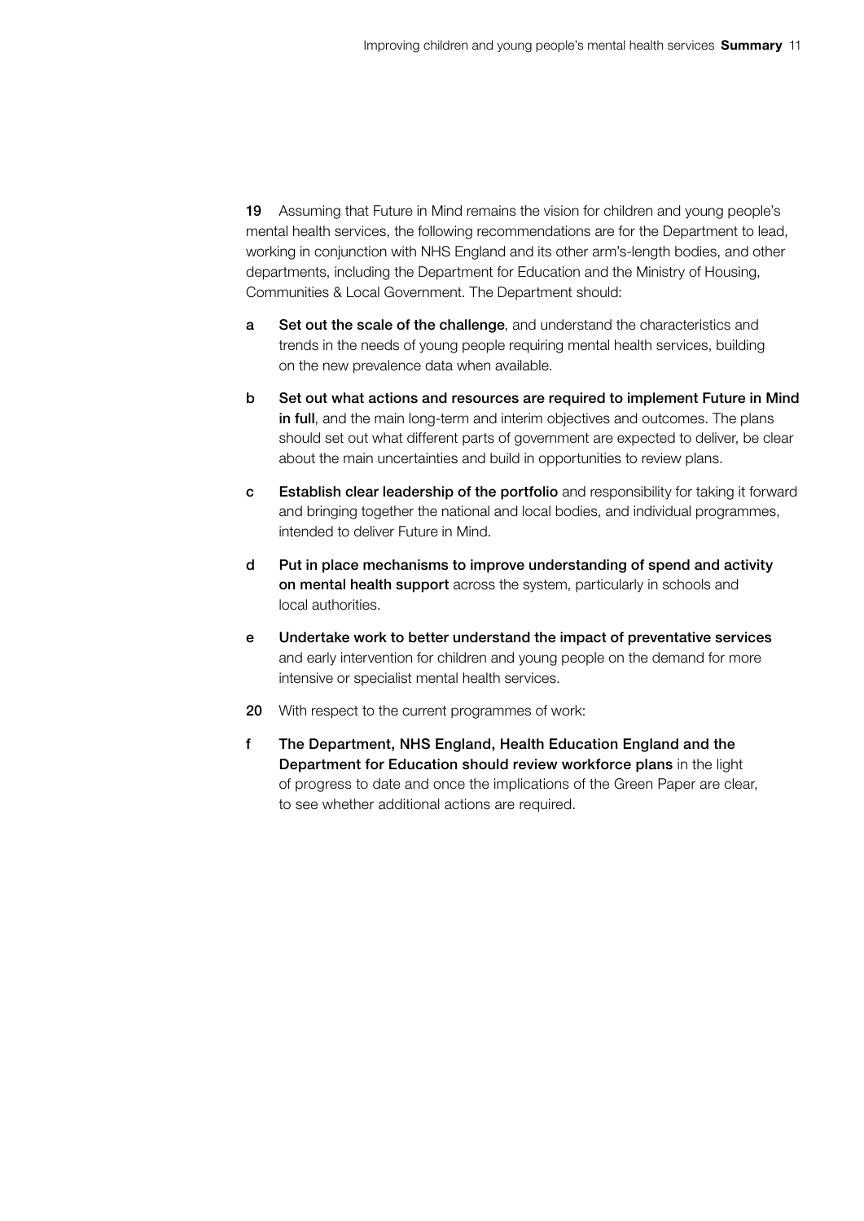**19** Assuming that Future in Mind remains the vision for children and young people's mental health services, the following recommendations are for the Department to lead, working in conjunction with NHS England and its other arm's-length bodies, and other departments, including the Department for Education and the Ministry of Housing, Communities & Local Government. The Department should:

- **a** **Set out the scale of the challenge**, and understand the characteristics and trends in the needs of young people requiring mental health services, building on the new prevalence data when available.
- **b** **Set out what actions and resources are required to implement Future in Mind in full**, and the main long-term and interim objectives and outcomes. The plans should set out what different parts of government are expected to deliver, be clear about the main uncertainties and build in opportunities to review plans.
- **c** **Establish clear leadership of the portfolio** and responsibility for taking it forward and bringing together the national and local bodies, and individual programmes, intended to deliver Future in Mind.
- **d** **Put in place mechanisms to improve understanding of spend and activity on mental health support** across the system, particularly in schools and local authorities.
- **e** **Undertake work to better understand the impact of preventative services** and early intervention for children and young people on the demand for more intensive or specialist mental health services.

**20** With respect to the current programmes of work:

- **f** **The Department, NHS England, Health Education England and the Department for Education should review workforce plans** in the light of progress to date and once the implications of the Green Paper are clear, to see whether additional actions are required.